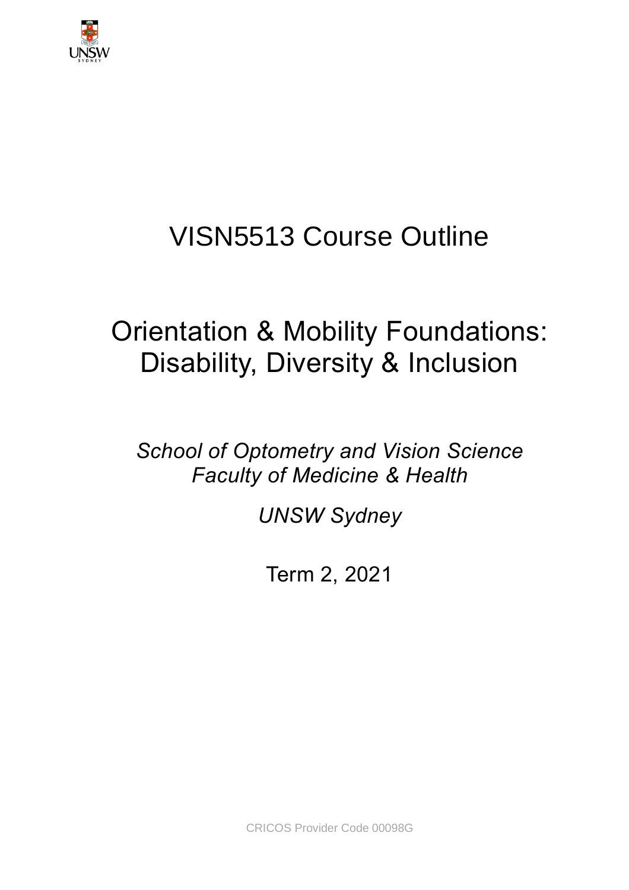# VISN5513 Course Outline

## Orientation & Mobility Foundations: Disability, Diversity & Inclusion

*School of Optometry and Vision Science*
*Faculty of Medicine & Health*

*UNSW Sydney*

Term 2, 2021

CRICOS Provider Code 00098G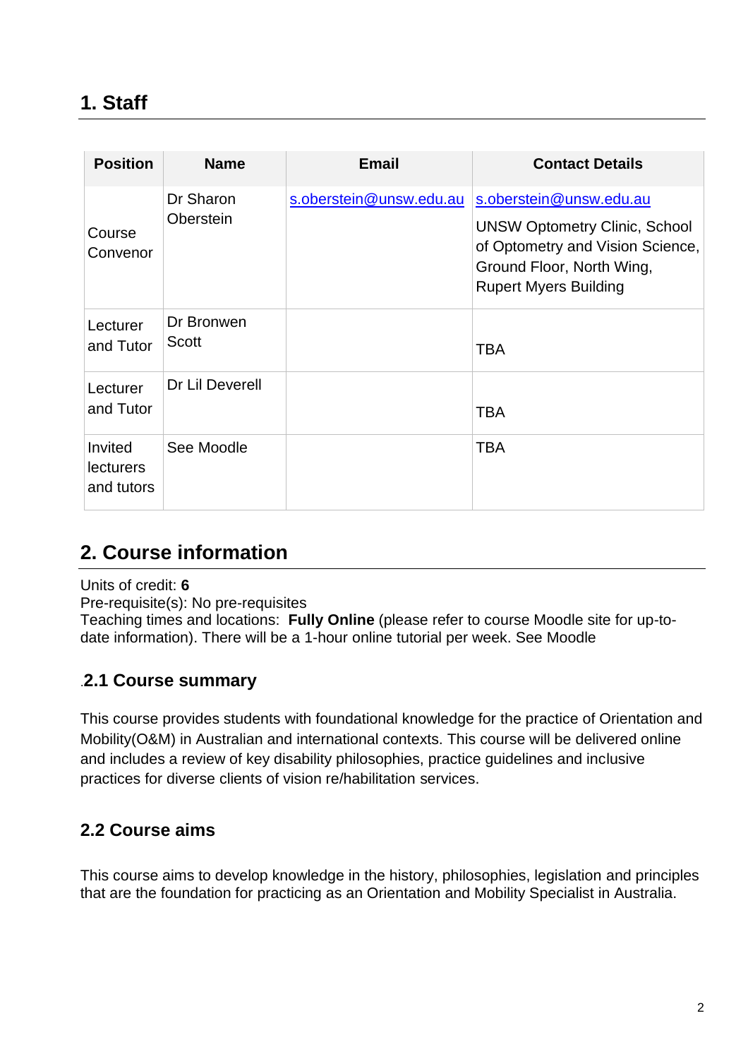## 1. Staff

| Position | Name | Email | Contact Details |
|---|---|---|---|
| Course Convenor | Dr Sharon Oberstein | s.oberstein@unsw.edu.au | s.oberstein@unsw.edu.au<br>UNSW Optometry Clinic, School of Optometry and Vision Science, Ground Floor, North Wing, Rupert Myers Building |
| Lecturer and Tutor | Dr Bronwen Scott | | TBA |
| Lecturer and Tutor | Dr Lil Deverell | | TBA |
| Invited lecturers and tutors | See Moodle | | TBA |

## 2. Course information

Units of credit: **6**
Pre-requisite(s): No pre-requisites
Teaching times and locations: **Fully Online** (please refer to course Moodle site for up-to-date information). There will be a 1-hour online tutorial per week. See Moodle

### .2.1 Course summary

This course provides students with foundational knowledge for the practice of Orientation and Mobility(O&M) in Australian and international contexts. This course will be delivered online and includes a review of key disability philosophies, practice guidelines and inclusive practices for diverse clients of vision re/habilitation services.

### 2.2 Course aims

This course aims to develop knowledge in the history, philosophies, legislation and principles that are the foundation for practicing as an Orientation and Mobility Specialist in Australia.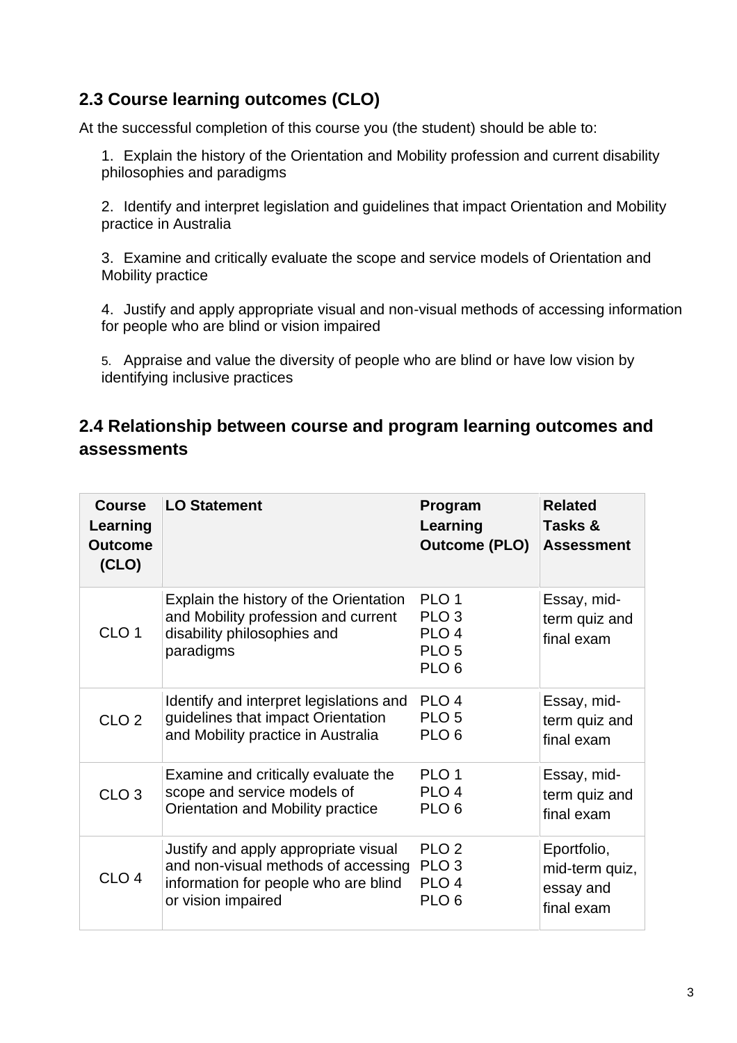## 2.3 Course learning outcomes (CLO)

At the successful completion of this course you (the student) should be able to:

1. Explain the history of the Orientation and Mobility profession and current disability philosophies and paradigms

2. Identify and interpret legislation and guidelines that impact Orientation and Mobility practice in Australia

3. Examine and critically evaluate the scope and service models of Orientation and Mobility practice

4. Justify and apply appropriate visual and non-visual methods of accessing information for people who are blind or vision impaired

5. Appraise and value the diversity of people who are blind or have low vision by identifying inclusive practices

## 2.4 Relationship between course and program learning outcomes and assessments

| Course Learning Outcome (CLO) | LO Statement | Program Learning Outcome (PLO) | Related Tasks & Assessment |
|---|---|---|---|
| CLO 1 | Explain the history of the Orientation and Mobility profession and current disability philosophies and paradigms | PLO 1<br>PLO 3<br>PLO 4<br>PLO 5<br>PLO 6 | Essay, mid-term quiz and final exam |
| CLO 2 | Identify and interpret legislations and guidelines that impact Orientation and Mobility practice in Australia | PLO 4<br>PLO 5<br>PLO 6 | Essay, mid-term quiz and final exam |
| CLO 3 | Examine and critically evaluate the scope and service models of Orientation and Mobility practice | PLO 1<br>PLO 4<br>PLO 6 | Essay, mid-term quiz and final exam |
| CLO 4 | Justify and apply appropriate visual and non-visual methods of accessing information for people who are blind or vision impaired | PLO 2<br>PLO 3<br>PLO 4<br>PLO 6 | Eportfolio, mid-term quiz, essay and final exam |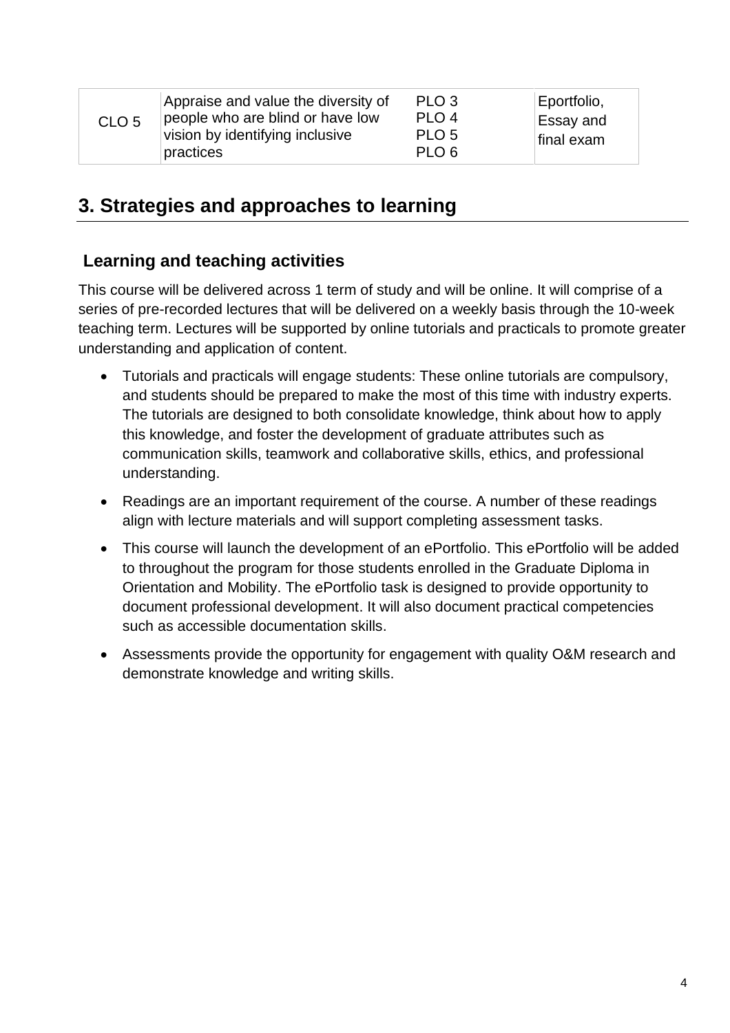| CLO 5 | Appraise and value the diversity of people who are blind or have low vision by identifying inclusive practices | PLO 3<br>PLO 4<br>PLO 5<br>PLO 6 | Eportfolio, Essay and final exam |
|---|---|---|---|

## 3. Strategies and approaches to learning

### Learning and teaching activities

This course will be delivered across 1 term of study and will be online. It will comprise of a series of pre-recorded lectures that will be delivered on a weekly basis through the 10-week teaching term. Lectures will be supported by online tutorials and practicals to promote greater understanding and application of content.

- Tutorials and practicals will engage students: These online tutorials are compulsory, and students should be prepared to make the most of this time with industry experts. The tutorials are designed to both consolidate knowledge, think about how to apply this knowledge, and foster the development of graduate attributes such as communication skills, teamwork and collaborative skills, ethics, and professional understanding.
- Readings are an important requirement of the course. A number of these readings align with lecture materials and will support completing assessment tasks.
- This course will launch the development of an ePortfolio. This ePortfolio will be added to throughout the program for those students enrolled in the Graduate Diploma in Orientation and Mobility. The ePortfolio task is designed to provide opportunity to document professional development. It will also document practical competencies such as accessible documentation skills.
- Assessments provide the opportunity for engagement with quality O&M research and demonstrate knowledge and writing skills.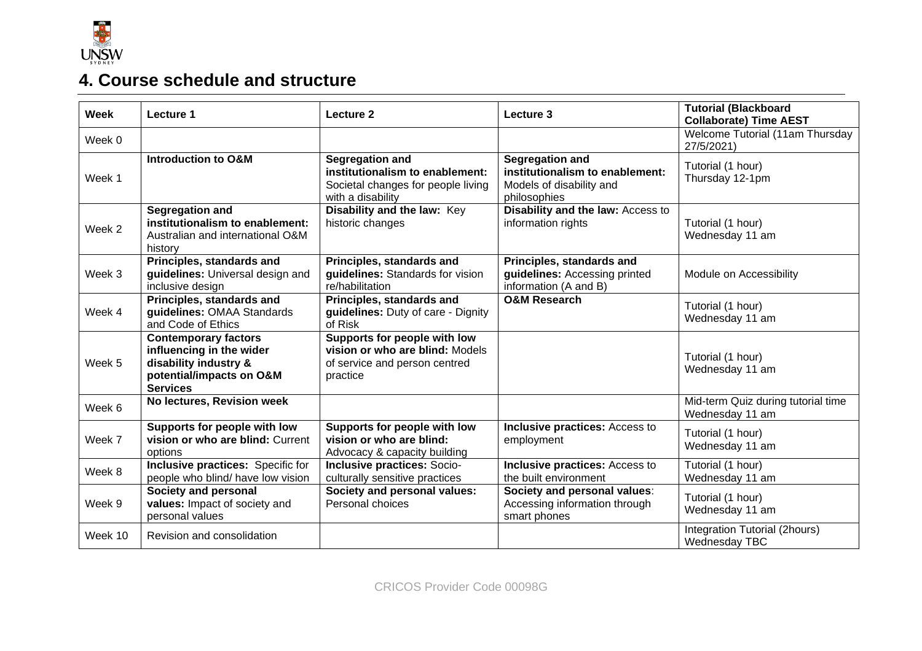## 4. Course schedule and structure

| Week | Lecture 1 | Lecture 2 | Lecture 3 | Tutorial (Blackboard Collaborate) Time AEST |
|---|---|---|---|---|
| Week 0 | | | | Welcome Tutorial (11am Thursday 27/5/2021) |
| Week 1 | **Introduction to O&M** | **Segregation and institutionalism to enablement:** Societal changes for people living with a disability | **Segregation and institutionalism to enablement:** Models of disability and philosophies | Tutorial (1 hour) Thursday 12-1pm |
| Week 2 | **Segregation and institutionalism to enablement:** Australian and international O&M history | **Disability and the law:** Key historic changes | **Disability and the law:** Access to information rights | Tutorial (1 hour) Wednesday 11 am |
| Week 3 | **Principles, standards and guidelines:** Universal design and inclusive design | **Principles, standards and guidelines:** Standards for vision re/habilitation | **Principles, standards and guidelines:** Accessing printed information (A and B) | Module on Accessibility |
| Week 4 | **Principles, standards and guidelines:** OMAA Standards and Code of Ethics | **Principles, standards and guidelines:** Duty of care - Dignity of Risk | **O&M Research** | Tutorial (1 hour) Wednesday 11 am |
| Week 5 | **Contemporary factors influencing in the wider disability industry & potential/impacts on O&M Services** | **Supports for people with low vision or who are blind:** Models of service and person centred practice | | Tutorial (1 hour) Wednesday 11 am |
| Week 6 | **No lectures, Revision week** | | | Mid-term Quiz during tutorial time Wednesday 11 am |
| Week 7 | **Supports for people with low vision or who are blind:** Current options | **Supports for people with low vision or who are blind:** Advocacy & capacity building | **Inclusive practices:** Access to employment | Tutorial (1 hour) Wednesday 11 am |
| Week 8 | **Inclusive practices:** Specific for people who blind/ have low vision | **Inclusive practices:** Socio-culturally sensitive practices | **Inclusive practices:** Access to the built environment | Tutorial (1 hour) Wednesday 11 am |
| Week 9 | **Society and personal values:** Impact of society and personal values | **Society and personal values:** Personal choices | **Society and personal values**: Accessing information through smart phones | Tutorial (1 hour) Wednesday 11 am |
| Week 10 | Revision and consolidation | | | Integration Tutorial (2hours) Wednesday TBC |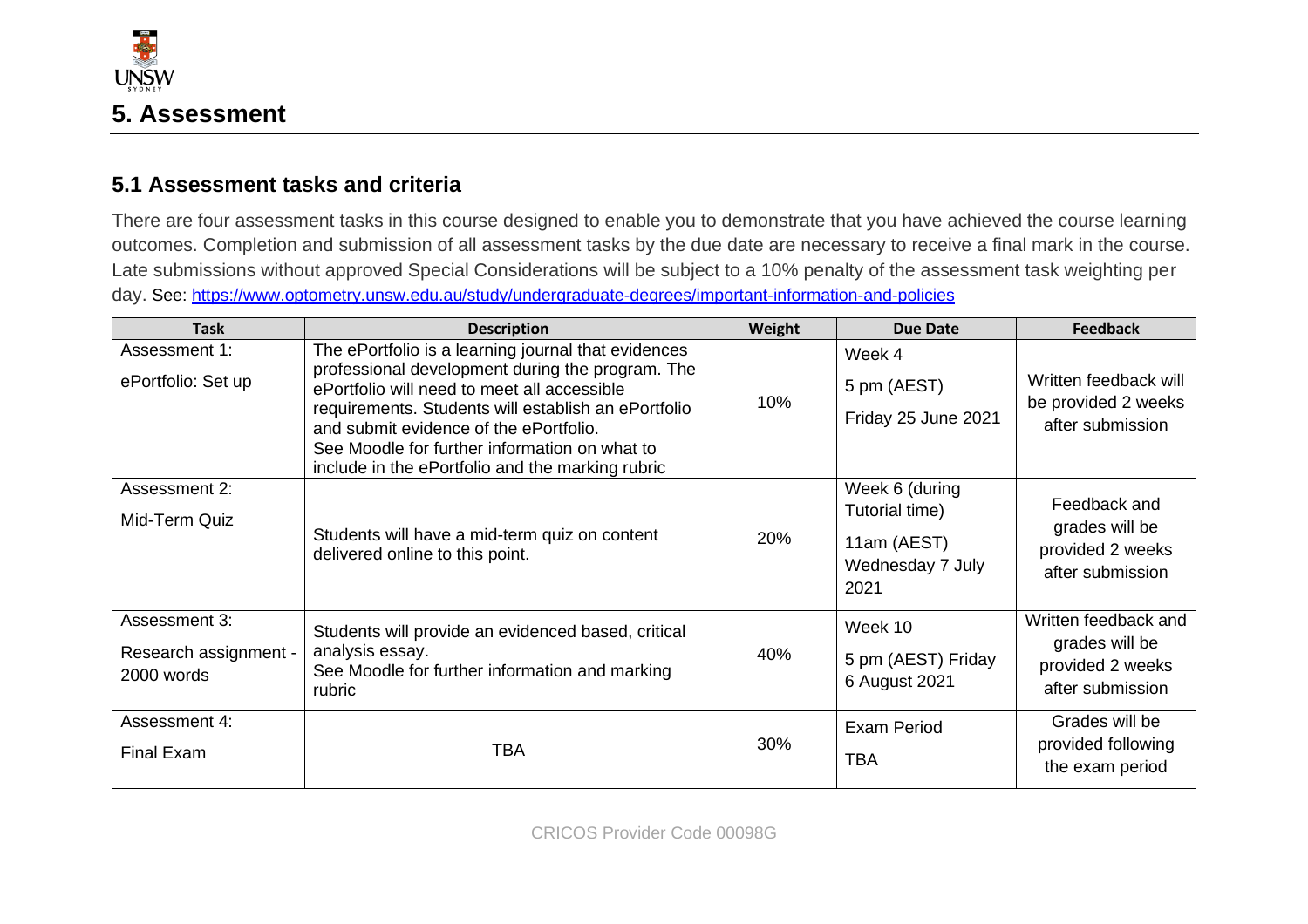# 5. Assessment

## 5.1 Assessment tasks and criteria

There are four assessment tasks in this course designed to enable you to demonstrate that you have achieved the course learning outcomes. Completion and submission of all assessment tasks by the due date are necessary to receive a final mark in the course. Late submissions without approved Special Considerations will be subject to a 10% penalty of the assessment task weighting per day. See: https://www.optometry.unsw.edu.au/study/undergraduate-degrees/important-information-and-policies

| Task | Description | Weight | Due Date | Feedback |
|---|---|---|---|---|
| Assessment 1: ePortfolio: Set up | The ePortfolio is a learning journal that evidences professional development during the program. The ePortfolio will need to meet all accessible requirements. Students will establish an ePortfolio and submit evidence of the ePortfolio. See Moodle for further information on what to include in the ePortfolio and the marking rubric | 10% | Week 4 5 pm (AEST) Friday 25 June 2021 | Written feedback will be provided 2 weeks after submission |
| Assessment 2: Mid-Term Quiz | Students will have a mid-term quiz on content delivered online to this point. | 20% | Week 6 (during Tutorial time) 11am (AEST) Wednesday 7 July 2021 | Feedback and grades will be provided 2 weeks after submission |
| Assessment 3: Research assignment - 2000 words | Students will provide an evidenced based, critical analysis essay. See Moodle for further information and marking rubric | 40% | Week 10 5 pm (AEST) Friday 6 August 2021 | Written feedback and grades will be provided 2 weeks after submission |
| Assessment 4: Final Exam | TBA | 30% | Exam Period TBA | Grades will be provided following the exam period |

CRICOS Provider Code 00098G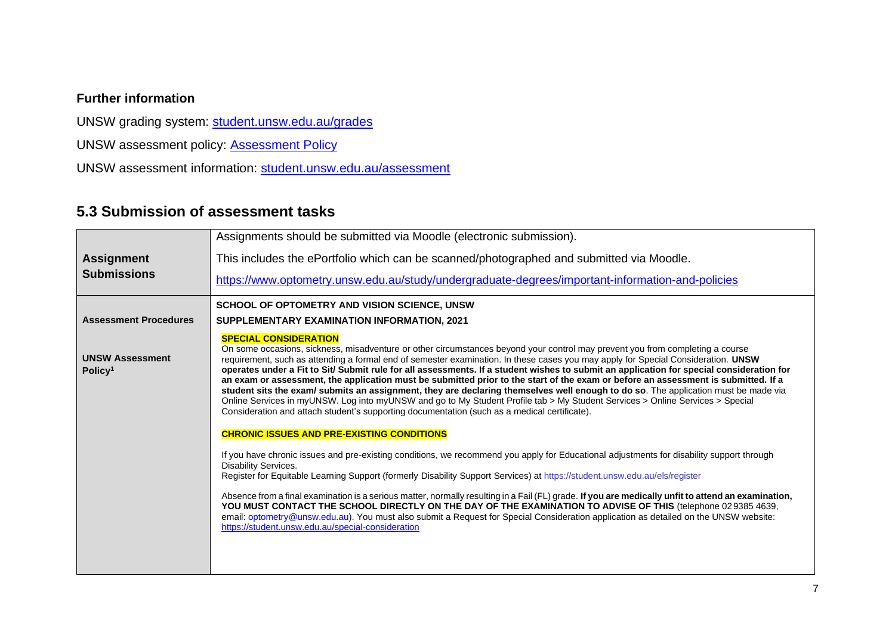## Further information

UNSW grading system: [student.unsw.edu.au/grades](student.unsw.edu.au/grades)

UNSW assessment policy: [Assessment Policy]

UNSW assessment information: [student.unsw.edu.au/assessment](student.unsw.edu.au/assessment)

## 5.3 Submission of assessment tasks

| | |
|---|---|
| **Assignment Submissions** | Assignments should be submitted via Moodle (electronic submission).<br><br>This includes the ePortfolio which can be scanned/photographed and submitted via Moodle.<br><br>https://www.optometry.unsw.edu.au/study/undergraduate-degrees/important-information-and-policies |
| **Assessment Procedures**<br><br>**UNSW Assessment Policy[1]** | **SCHOOL OF OPTOMETRY AND VISION SCIENCE, UNSW**<br><br>**SUPPLEMENTARY EXAMINATION INFORMATION, 2021**<br><br>**SPECIAL CONSIDERATION**<br>On some occasions, sickness, misadventure or other circumstances beyond your control may prevent you from completing a course requirement, such as attending a formal end of semester examination. In these cases you may apply for Special Consideration. **UNSW operates under a Fit to Sit/ Submit rule for all assessments. If a student wishes to submit an application for special consideration for an exam or assessment, the application must be submitted prior to the start of the exam or before an assessment is submitted. If a student sits the exam/ submits an assignment, they are declaring themselves well enough to do so**. The application must be made via Online Services in myUNSW. Log into myUNSW and go to My Student Profile tab > My Student Services > Online Services > Special Consideration and attach student's supporting documentation (such as a medical certificate).<br><br>**CHRONIC ISSUES AND PRE-EXISTING CONDITIONS**<br><br>If you have chronic issues and pre-existing conditions, we recommend you apply for Educational adjustments for disability support through Disability Services.<br>Register for Equitable Learning Support (formerly Disability Support Services) at https://student.unsw.edu.au/els/register<br><br>Absence from a final examination is a serious matter, normally resulting in a Fail (FL) grade. **If you are medically unfit to attend an examination, YOU MUST CONTACT THE SCHOOL DIRECTLY ON THE DAY OF THE EXAMINATION TO ADVISE OF THIS** (telephone 02 9385 4639, email: optometry@unsw.edu.au). You must also submit a Request for Special Consideration application as detailed on the UNSW website: https://student.unsw.edu.au/special-consideration |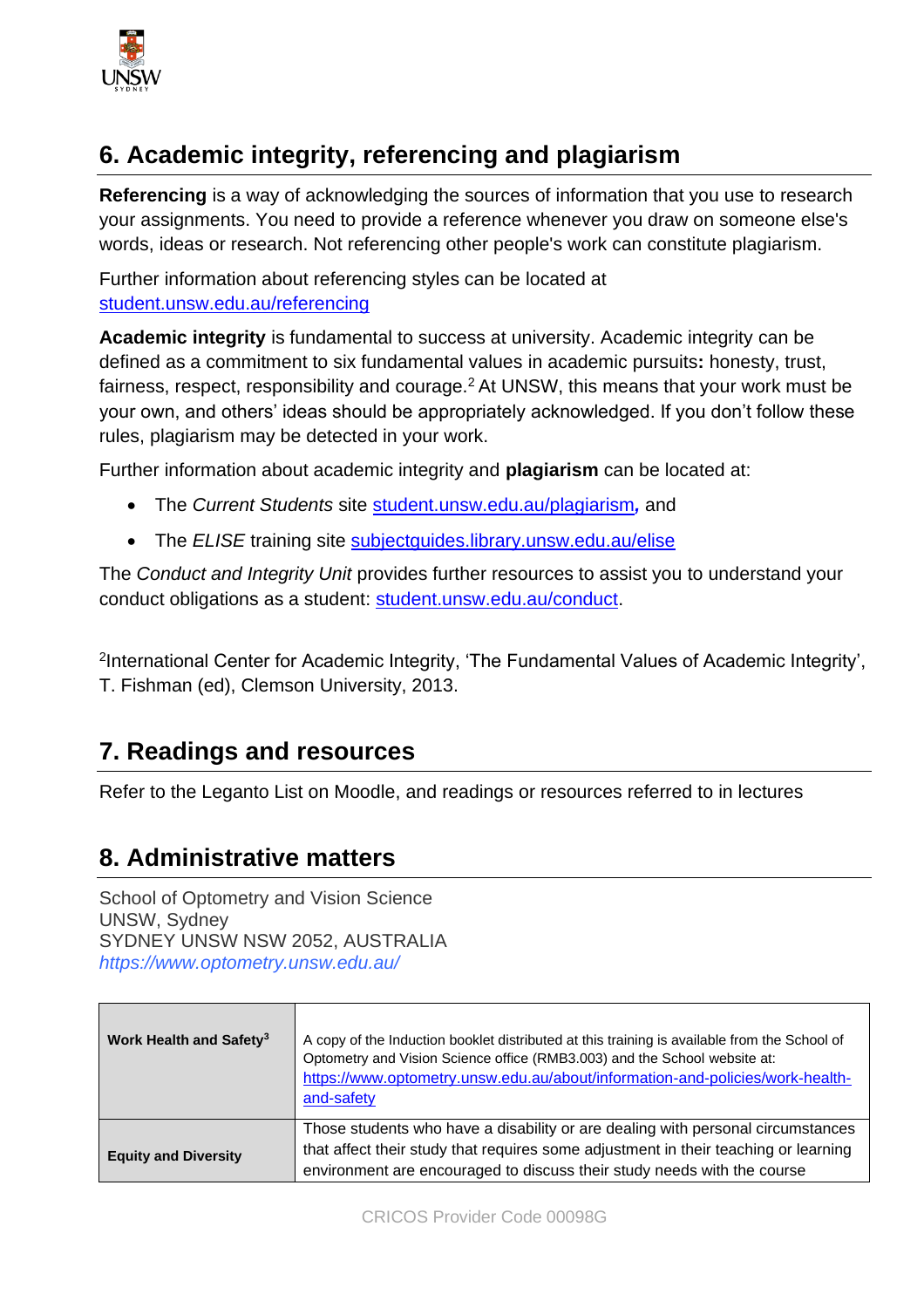## 6. Academic integrity, referencing and plagiarism

**Referencing** is a way of acknowledging the sources of information that you use to research your assignments. You need to provide a reference whenever you draw on someone else's words, ideas or research. Not referencing other people's work can constitute plagiarism.

Further information about referencing styles can be located at [student.unsw.edu.au/referencing](student.unsw.edu.au/referencing)

**Academic integrity** is fundamental to success at university. Academic integrity can be defined as a commitment to six fundamental values in academic pursuits**:** honesty, trust, fairness, respect, responsibility and courage.[2] At UNSW, this means that your work must be your own, and others' ideas should be appropriately acknowledged. If you don't follow these rules, plagiarism may be detected in your work.

Further information about academic integrity and **plagiarism** can be located at:

- The *Current Students* site [student.unsw.edu.au/plagiarism](student.unsw.edu.au/plagiarism)*,* and
- The *ELISE* training site [subjectguides.library.unsw.edu.au/elise](subjectguides.library.unsw.edu.au/elise)

The *Conduct and Integrity Unit* provides further resources to assist you to understand your conduct obligations as a student: [student.unsw.edu.au/conduct](student.unsw.edu.au/conduct).

[2]International Center for Academic Integrity, 'The Fundamental Values of Academic Integrity', T. Fishman (ed), Clemson University, 2013.

## 7. Readings and resources

Refer to the Leganto List on Moodle, and readings or resources referred to in lectures

## 8. Administrative matters

School of Optometry and Vision Science
UNSW, Sydney
SYDNEY UNSW NSW 2052, AUSTRALIA
*https://www.optometry.unsw.edu.au/*

| | |
|---|---|
| **Work Health and Safety**[3] | A copy of the Induction booklet distributed at this training is available from the School of Optometry and Vision Science office (RMB3.003) and the School website at: [https://www.optometry.unsw.edu.au/about/information-and-policies/work-health-and-safety](https://www.optometry.unsw.edu.au/about/information-and-policies/work-health-and-safety) |
| **Equity and Diversity** | Those students who have a disability or are dealing with personal circumstances that affect their study that requires some adjustment in their teaching or learning environment are encouraged to discuss their study needs with the course |

CRICOS Provider Code 00098G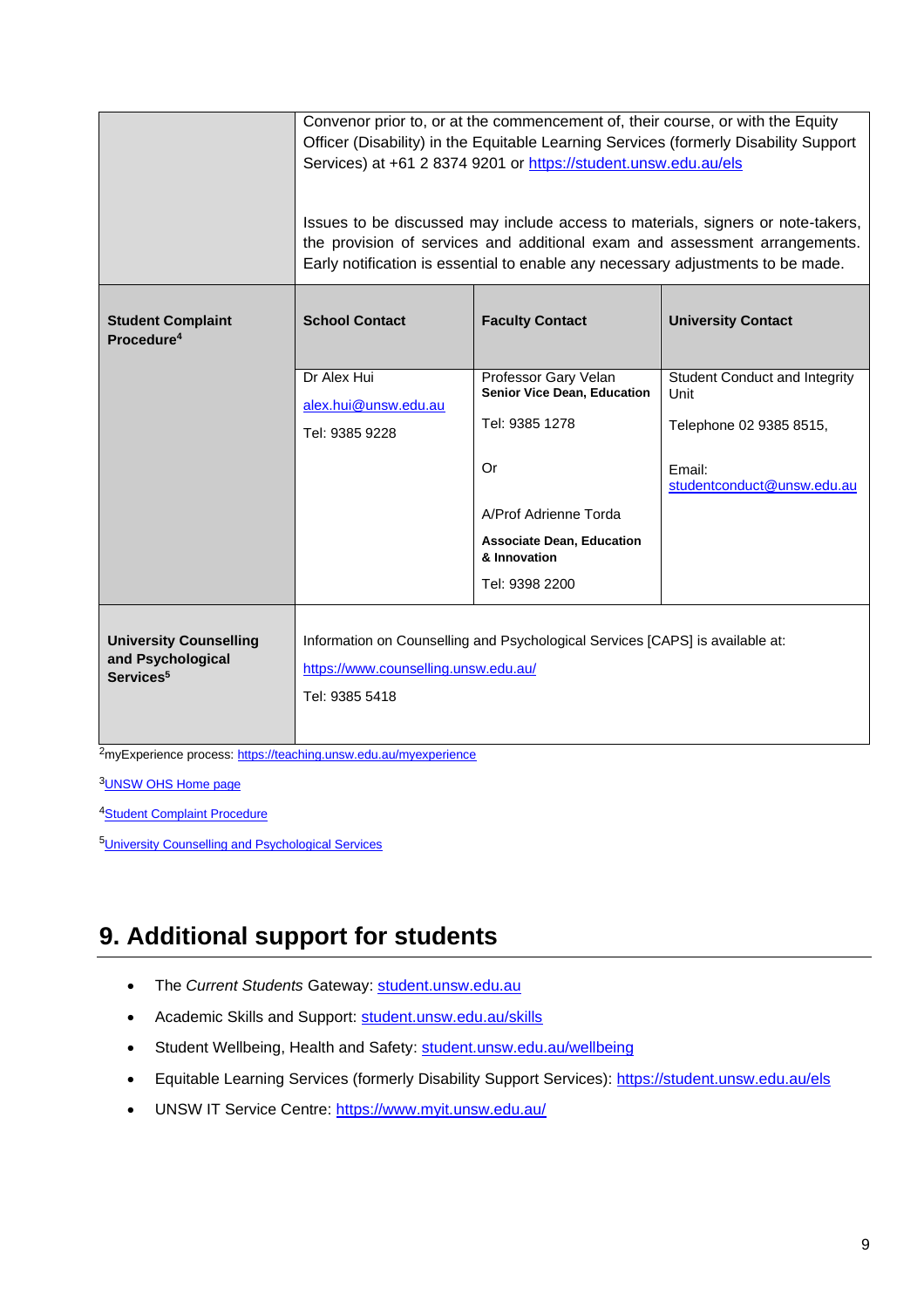| | | | |
|---|---|---|---|
| | Convenor prior to, or at the commencement of, their course, or with the Equity Officer (Disability) in the Equitable Learning Services (formerly Disability Support Services) at +61 2 8374 9201 or https://student.unsw.edu.au/els<br><br>Issues to be discussed may include access to materials, signers or note-takers, the provision of services and additional exam and assessment arrangements. Early notification is essential to enable any necessary adjustments to be made. | | |
| **Student Complaint Procedure**[4] | **School Contact** | **Faculty Contact** | **University Contact** |
| | Dr Alex Hui<br>alex.hui@unsw.edu.au<br>Tel: 9385 9228 | Professor Gary Velan<br>**Senior Vice Dean, Education**<br>Tel: 9385 1278<br><br>Or<br><br>A/Prof Adrienne Torda<br>**Associate Dean, Education & Innovation**<br>Tel: 9398 2200 | Student Conduct and Integrity Unit<br>Telephone 02 9385 8515,<br><br>Email: studentconduct@unsw.edu.au |
| **University Counselling and Psychological Services**[5] | Information on Counselling and Psychological Services [CAPS] is available at:<br>https://www.counselling.unsw.edu.au/<br>Tel: 9385 5418 | | |

[2]myExperience process: https://teaching.unsw.edu.au/myexperience

[3]UNSW OHS Home page

[4]Student Complaint Procedure

[5]University Counselling and Psychological Services

## 9. Additional support for students

- The *Current Students* Gateway: student.unsw.edu.au
- Academic Skills and Support: student.unsw.edu.au/skills
- Student Wellbeing, Health and Safety: student.unsw.edu.au/wellbeing
- Equitable Learning Services (formerly Disability Support Services): https://student.unsw.edu.au/els
- UNSW IT Service Centre: https://www.myit.unsw.edu.au/